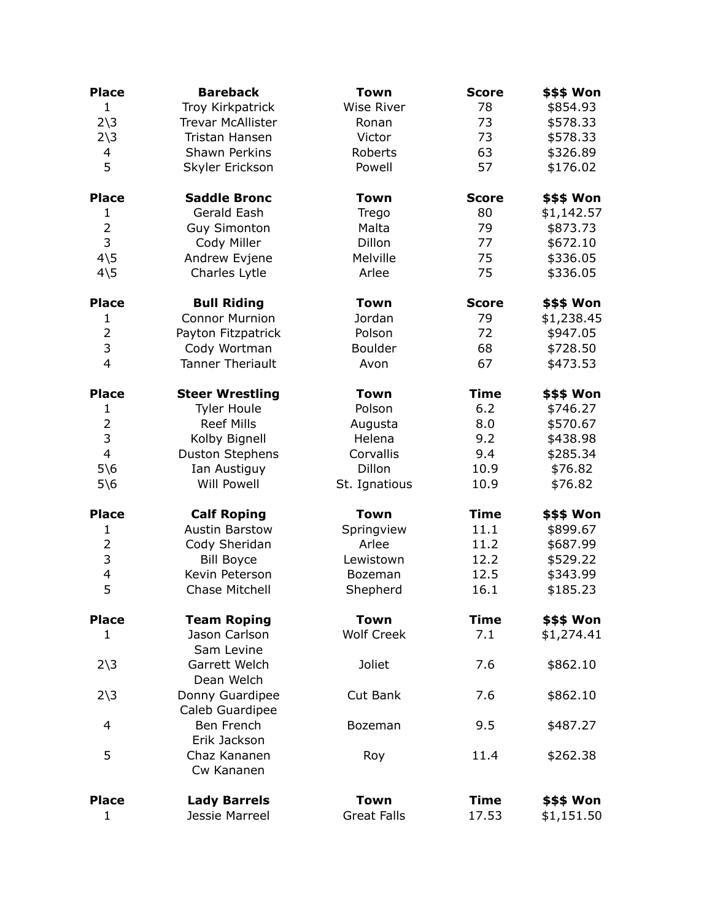| Place | Bareback | Town | Score | $$$ Won |
|---|---|---|---|---|
| 1 | Troy Kirkpatrick | Wise River | 78 | $854.93 |
| 2\3 | Trevar McAllister | Ronan | 73 | $578.33 |
| 2\3 | Tristan Hansen | Victor | 73 | $578.33 |
| 4 | Shawn Perkins | Roberts | 63 | $326.89 |
| 5 | Skyler Erickson | Powell | 57 | $176.02 |

| Place | Saddle Bronc | Town | Score | $$$ Won |
|---|---|---|---|---|
| 1 | Gerald Eash | Trego | 80 | $1,142.57 |
| 2 | Guy Simonton | Malta | 79 | $873.73 |
| 3 | Cody Miller | Dillon | 77 | $672.10 |
| 4\5 | Andrew Evjene | Melville | 75 | $336.05 |
| 4\5 | Charles Lytle | Arlee | 75 | $336.05 |

| Place | Bull Riding | Town | Score | $$$ Won |
|---|---|---|---|---|
| 1 | Connor Murnion | Jordan | 79 | $1,238.45 |
| 2 | Payton Fitzpatrick | Polson | 72 | $947.05 |
| 3 | Cody Wortman | Boulder | 68 | $728.50 |
| 4 | Tanner Theriault | Avon | 67 | $473.53 |

| Place | Steer Wrestling | Town | Time | $$$ Won |
|---|---|---|---|---|
| 1 | Tyler Houle | Polson | 6.2 | $746.27 |
| 2 | Reef Mills | Augusta | 8.0 | $570.67 |
| 3 | Kolby Bignell | Helena | 9.2 | $438.98 |
| 4 | Duston Stephens | Corvallis | 9.4 | $285.34 |
| 5\6 | Ian Austiguy | Dillon | 10.9 | $76.82 |
| 5\6 | Will Powell | St. Ignatious | 10.9 | $76.82 |

| Place | Calf Roping | Town | Time | $$$ Won |
|---|---|---|---|---|
| 1 | Austin Barstow | Springview | 11.1 | $899.67 |
| 2 | Cody Sheridan | Arlee | 11.2 | $687.99 |
| 3 | Bill Boyce | Lewistown | 12.2 | $529.22 |
| 4 | Kevin Peterson | Bozeman | 12.5 | $343.99 |
| 5 | Chase Mitchell | Shepherd | 16.1 | $185.23 |

| Place | Team Roping | Town | Time | $$$ Won |
|---|---|---|---|---|
| 1 | Jason Carlson<br>Sam Levine | Wolf Creek | 7.1 | $1,274.41 |
| 2\3 | Garrett Welch<br>Dean Welch | Joliet | 7.6 | $862.10 |
| 2\3 | Donny Guardipee<br>Caleb Guardipee | Cut Bank | 7.6 | $862.10 |
| 4 | Ben French<br>Erik Jackson | Bozeman | 9.5 | $487.27 |
| 5 | Chaz Kananen<br>Cw Kananen | Roy | 11.4 | $262.38 |

| Place | Lady Barrels | Town | Time | $$$ Won |
|---|---|---|---|---|
| 1 | Jessie Marreel | Great Falls | 17.53 | $1,151.50 |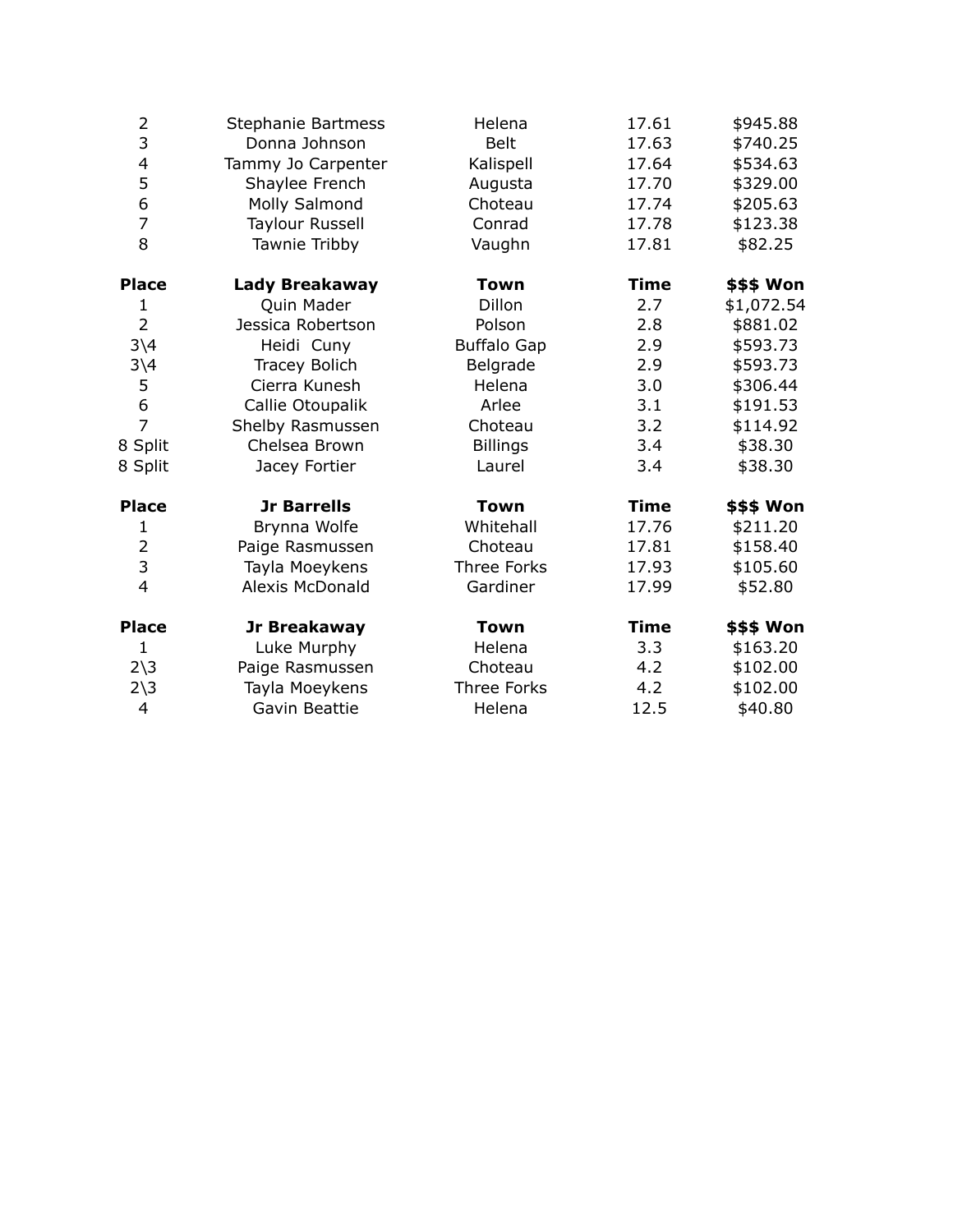| | | | | |
|---|---|---|---|---|
| 2 | Stephanie Bartmess | Helena | 17.61 | $945.88 |
| 3 | Donna Johnson | Belt | 17.63 | $740.25 |
| 4 | Tammy Jo Carpenter | Kalispell | 17.64 | $534.63 |
| 5 | Shaylee French | Augusta | 17.70 | $329.00 |
| 6 | Molly Salmond | Choteau | 17.74 | $205.63 |
| 7 | Taylour Russell | Conrad | 17.78 | $123.38 |
| 8 | Tawnie Tribby | Vaughn | 17.81 | $82.25 |

| **Place** | **Lady Breakaway** | **Town** | **Time** | **$$$ Won** |
|---|---|---|---|---|
| 1 | Quin Mader | Dillon | 2.7 | $1,072.54 |
| 2 | Jessica Robertson | Polson | 2.8 | $881.02 |
| 3\4 | Heidi Cuny | Buffalo Gap | 2.9 | $593.73 |
| 3\4 | Tracey Bolich | Belgrade | 2.9 | $593.73 |
| 5 | Cierra Kunesh | Helena | 3.0 | $306.44 |
| 6 | Callie Otoupalik | Arlee | 3.1 | $191.53 |
| 7 | Shelby Rasmussen | Choteau | 3.2 | $114.92 |
| 8 Split | Chelsea Brown | Billings | 3.4 | $38.30 |
| 8 Split | Jacey Fortier | Laurel | 3.4 | $38.30 |

| **Place** | **Jr Barrells** | **Town** | **Time** | **$$$ Won** |
|---|---|---|---|---|
| 1 | Brynna Wolfe | Whitehall | 17.76 | $211.20 |
| 2 | Paige Rasmussen | Choteau | 17.81 | $158.40 |
| 3 | Tayla Moeykens | Three Forks | 17.93 | $105.60 |
| 4 | Alexis McDonald | Gardiner | 17.99 | $52.80 |

| **Place** | **Jr Breakaway** | **Town** | **Time** | **$$$ Won** |
|---|---|---|---|---|
| 1 | Luke Murphy | Helena | 3.3 | $163.20 |
| 2\3 | Paige Rasmussen | Choteau | 4.2 | $102.00 |
| 2\3 | Tayla Moeykens | Three Forks | 4.2 | $102.00 |
| 4 | Gavin Beattie | Helena | 12.5 | $40.80 |